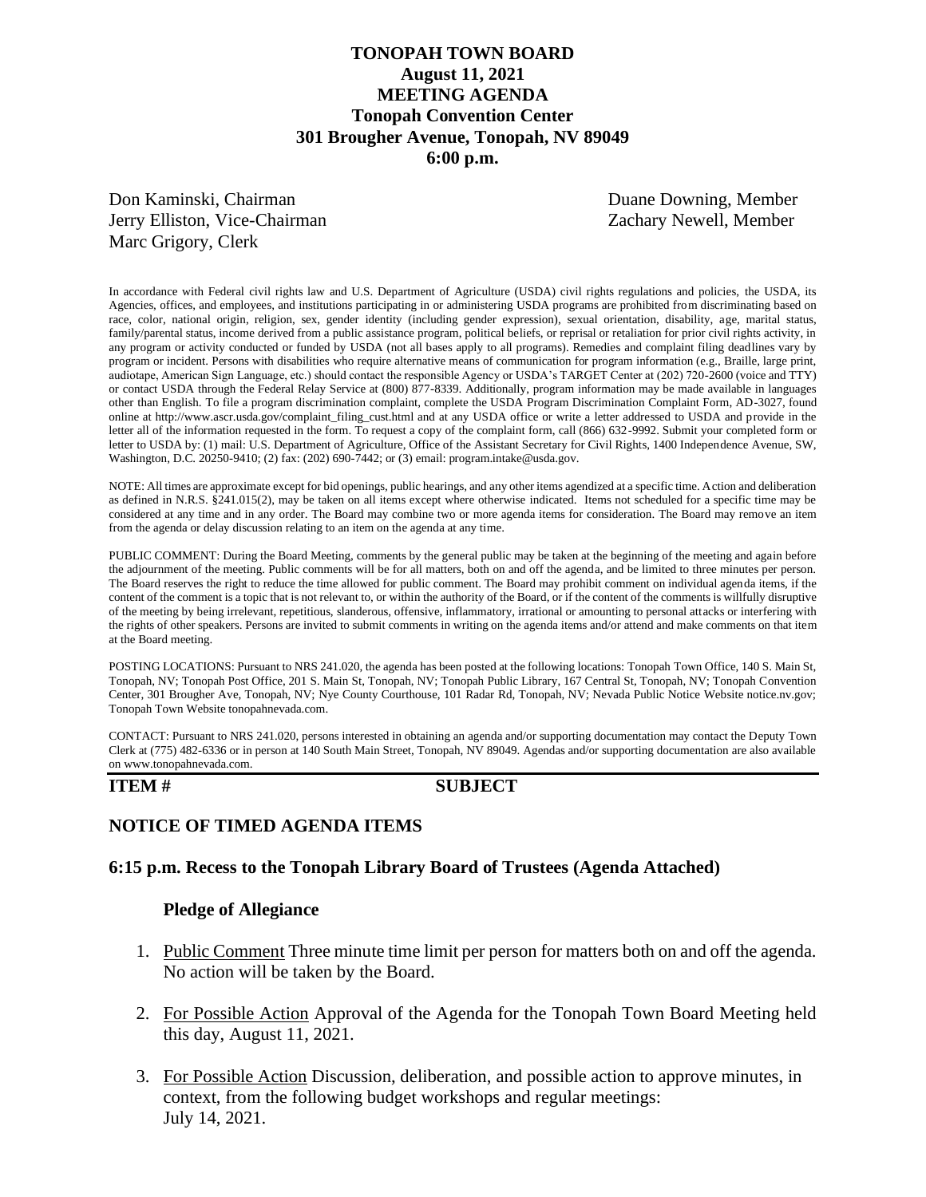# TONOPAH TOWN BOARD
## August 11, 2021
## MEETING AGENDA
## Tonopah Convention Center
## 301 Brougher Avenue, Tonopah, NV 89049
## 6:00 p.m.

Don Kaminski, Chairman
Jerry Elliston, Vice-Chairman
Marc Grigory, Clerk
Duane Downing, Member
Zachary Newell, Member

In accordance with Federal civil rights law and U.S. Department of Agriculture (USDA) civil rights regulations and policies, the USDA, its Agencies, offices, and employees, and institutions participating in or administering USDA programs are prohibited from discriminating based on race, color, national origin, religion, sex, gender identity (including gender expression), sexual orientation, disability, age, marital status, family/parental status, income derived from a public assistance program, political beliefs, or reprisal or retaliation for prior civil rights activity, in any program or activity conducted or funded by USDA (not all bases apply to all programs). Remedies and complaint filing deadlines vary by program or incident. Persons with disabilities who require alternative means of communication for program information (e.g., Braille, large print, audiotape, American Sign Language, etc.) should contact the responsible Agency or USDA's TARGET Center at (202) 720-2600 (voice and TTY) or contact USDA through the Federal Relay Service at (800) 877-8339. Additionally, program information may be made available in languages other than English. To file a program discrimination complaint, complete the USDA Program Discrimination Complaint Form, AD-3027, found online at http://www.ascr.usda.gov/complaint_filing_cust.html and at any USDA office or write a letter addressed to USDA and provide in the letter all of the information requested in the form. To request a copy of the complaint form, call (866) 632-9992. Submit your completed form or letter to USDA by: (1) mail: U.S. Department of Agriculture, Office of the Assistant Secretary for Civil Rights, 1400 Independence Avenue, SW, Washington, D.C. 20250-9410; (2) fax: (202) 690-7442; or (3) email: program.intake@usda.gov.

NOTE: All times are approximate except for bid openings, public hearings, and any other items agendized at a specific time. Action and deliberation as defined in N.R.S. §241.015(2), may be taken on all items except where otherwise indicated. Items not scheduled for a specific time may be considered at any time and in any order. The Board may combine two or more agenda items for consideration. The Board may remove an item from the agenda or delay discussion relating to an item on the agenda at any time.

PUBLIC COMMENT: During the Board Meeting, comments by the general public may be taken at the beginning of the meeting and again before the adjournment of the meeting. Public comments will be for all matters, both on and off the agenda, and be limited to three minutes per person. The Board reserves the right to reduce the time allowed for public comment. The Board may prohibit comment on individual agenda items, if the content of the comment is a topic that is not relevant to, or within the authority of the Board, or if the content of the comments is willfully disruptive of the meeting by being irrelevant, repetitious, slanderous, offensive, inflammatory, irrational or amounting to personal attacks or interfering with the rights of other speakers. Persons are invited to submit comments in writing on the agenda items and/or attend and make comments on that item at the Board meeting.

POSTING LOCATIONS: Pursuant to NRS 241.020, the agenda has been posted at the following locations: Tonopah Town Office, 140 S. Main St, Tonopah, NV; Tonopah Post Office, 201 S. Main St, Tonopah, NV; Tonopah Public Library, 167 Central St, Tonopah, NV; Tonopah Convention Center, 301 Brougher Ave, Tonopah, NV; Nye County Courthouse, 101 Radar Rd, Tonopah, NV; Nevada Public Notice Website notice.nv.gov; Tonopah Town Website tonopahnevada.com.

CONTACT: Pursuant to NRS 241.020, persons interested in obtaining an agenda and/or supporting documentation may contact the Deputy Town Clerk at (775) 482-6336 or in person at 140 South Main Street, Tonopah, NV 89049. Agendas and/or supporting documentation are also available on www.tonopahnevada.com.

**ITEM #** **SUBJECT**

## NOTICE OF TIMED AGENDA ITEMS

### 6:15 p.m. Recess to the Tonopah Library Board of Trustees (Agenda Attached)

**Pledge of Allegiance**

1. Public Comment Three minute time limit per person for matters both on and off the agenda. No action will be taken by the Board.

2. For Possible Action Approval of the Agenda for the Tonopah Town Board Meeting held this day, August 11, 2021.

3. For Possible Action Discussion, deliberation, and possible action to approve minutes, in context, from the following budget workshops and regular meetings: July 14, 2021.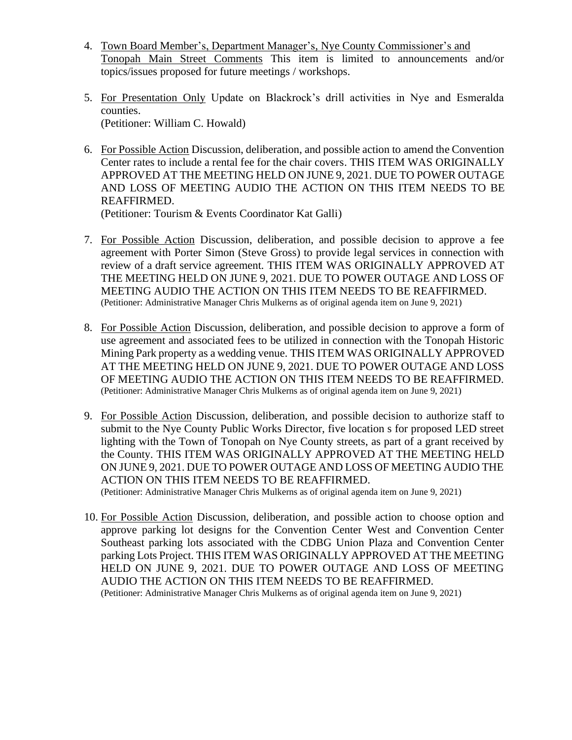4. Town Board Member's, Department Manager's, Nye County Commissioner's and Tonopah Main Street Comments This item is limited to announcements and/or topics/issues proposed for future meetings / workshops.

5. For Presentation Only Update on Blackrock's drill activities in Nye and Esmeralda counties.
(Petitioner: William C. Howald)

6. For Possible Action Discussion, deliberation, and possible action to amend the Convention Center rates to include a rental fee for the chair covers. THIS ITEM WAS ORIGINALLY APPROVED AT THE MEETING HELD ON JUNE 9, 2021. DUE TO POWER OUTAGE AND LOSS OF MEETING AUDIO THE ACTION ON THIS ITEM NEEDS TO BE REAFFIRMED.
(Petitioner: Tourism & Events Coordinator Kat Galli)

7. For Possible Action Discussion, deliberation, and possible decision to approve a fee agreement with Porter Simon (Steve Gross) to provide legal services in connection with review of a draft service agreement. THIS ITEM WAS ORIGINALLY APPROVED AT THE MEETING HELD ON JUNE 9, 2021. DUE TO POWER OUTAGE AND LOSS OF MEETING AUDIO THE ACTION ON THIS ITEM NEEDS TO BE REAFFIRMED.
(Petitioner: Administrative Manager Chris Mulkerns as of original agenda item on June 9, 2021)

8. For Possible Action Discussion, deliberation, and possible decision to approve a form of use agreement and associated fees to be utilized in connection with the Tonopah Historic Mining Park property as a wedding venue. THIS ITEM WAS ORIGINALLY APPROVED AT THE MEETING HELD ON JUNE 9, 2021. DUE TO POWER OUTAGE AND LOSS OF MEETING AUDIO THE ACTION ON THIS ITEM NEEDS TO BE REAFFIRMED.
(Petitioner: Administrative Manager Chris Mulkerns as of original agenda item on June 9, 2021)

9. For Possible Action Discussion, deliberation, and possible decision to authorize staff to submit to the Nye County Public Works Director, five location s for proposed LED street lighting with the Town of Tonopah on Nye County streets, as part of a grant received by the County. THIS ITEM WAS ORIGINALLY APPROVED AT THE MEETING HELD ON JUNE 9, 2021. DUE TO POWER OUTAGE AND LOSS OF MEETING AUDIO THE ACTION ON THIS ITEM NEEDS TO BE REAFFIRMED.
(Petitioner: Administrative Manager Chris Mulkerns as of original agenda item on June 9, 2021)

10. For Possible Action Discussion, deliberation, and possible action to choose option and approve parking lot designs for the Convention Center West and Convention Center Southeast parking lots associated with the CDBG Union Plaza and Convention Center parking Lots Project. THIS ITEM WAS ORIGINALLY APPROVED AT THE MEETING HELD ON JUNE 9, 2021. DUE TO POWER OUTAGE AND LOSS OF MEETING AUDIO THE ACTION ON THIS ITEM NEEDS TO BE REAFFIRMED.
(Petitioner: Administrative Manager Chris Mulkerns as of original agenda item on June 9, 2021)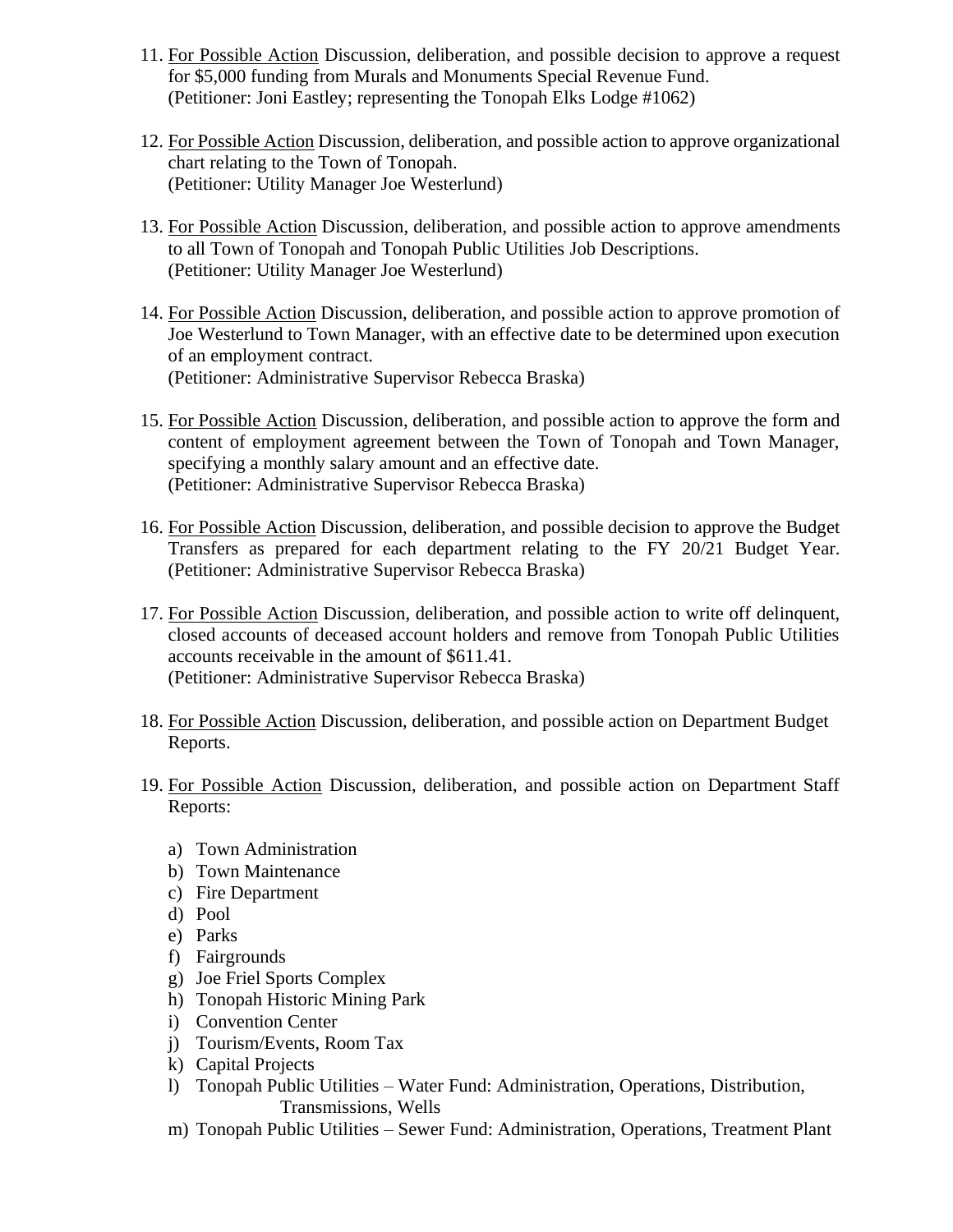11. <u>For Possible Action</u> Discussion, deliberation, and possible decision to approve a request for $5,000 funding from Murals and Monuments Special Revenue Fund.
    (Petitioner: Joni Eastley; representing the Tonopah Elks Lodge #1062)

12. <u>For Possible Action</u> Discussion, deliberation, and possible action to approve organizational chart relating to the Town of Tonopah.
    (Petitioner: Utility Manager Joe Westerlund)

13. <u>For Possible Action</u> Discussion, deliberation, and possible action to approve amendments to all Town of Tonopah and Tonopah Public Utilities Job Descriptions.
    (Petitioner: Utility Manager Joe Westerlund)

14. <u>For Possible Action</u> Discussion, deliberation, and possible action to approve promotion of Joe Westerlund to Town Manager, with an effective date to be determined upon execution of an employment contract.
    (Petitioner: Administrative Supervisor Rebecca Braska)

15. <u>For Possible Action</u> Discussion, deliberation, and possible action to approve the form and content of employment agreement between the Town of Tonopah and Town Manager, specifying a monthly salary amount and an effective date.
    (Petitioner: Administrative Supervisor Rebecca Braska)

16. <u>For Possible Action</u> Discussion, deliberation, and possible decision to approve the Budget Transfers as prepared for each department relating to the FY 20/21 Budget Year. (Petitioner: Administrative Supervisor Rebecca Braska)

17. <u>For Possible Action</u> Discussion, deliberation, and possible action to write off delinquent, closed accounts of deceased account holders and remove from Tonopah Public Utilities accounts receivable in the amount of $611.41.
    (Petitioner: Administrative Supervisor Rebecca Braska)

18. <u>For Possible Action</u> Discussion, deliberation, and possible action on Department Budget Reports.

19. <u>For Possible Action</u> Discussion, deliberation, and possible action on Department Staff Reports:

    a) Town Administration
    b) Town Maintenance
    c) Fire Department
    d) Pool
    e) Parks
    f) Fairgrounds
    g) Joe Friel Sports Complex
    h) Tonopah Historic Mining Park
    i) Convention Center
    j) Tourism/Events, Room Tax
    k) Capital Projects
    l) Tonopah Public Utilities – Water Fund: Administration, Operations, Distribution, Transmissions, Wells
    m) Tonopah Public Utilities – Sewer Fund: Administration, Operations, Treatment Plant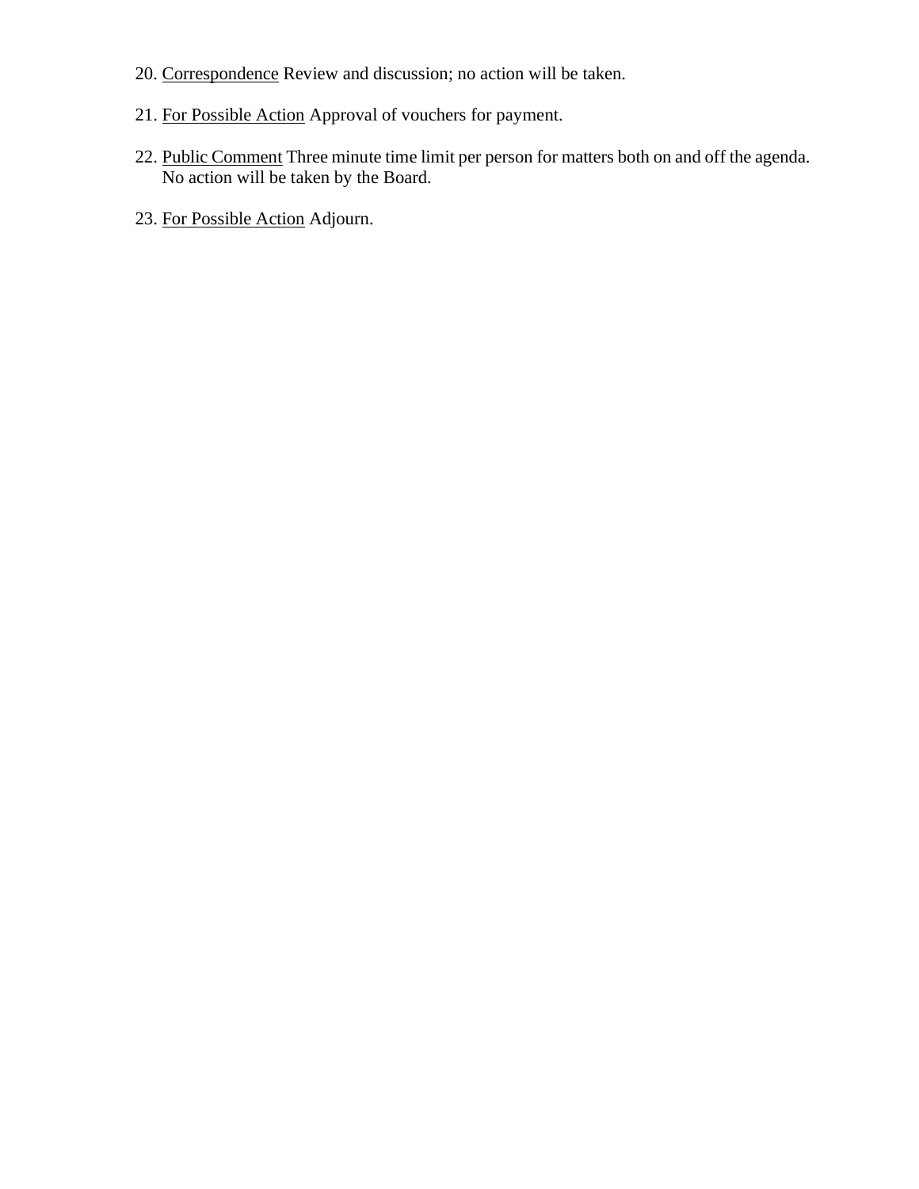20. <u>Correspondence</u> Review and discussion; no action will be taken.

21. <u>For Possible Action</u> Approval of vouchers for payment.

22. <u>Public Comment</u> Three minute time limit per person for matters both on and off the agenda. No action will be taken by the Board.

23. <u>For Possible Action</u> Adjourn.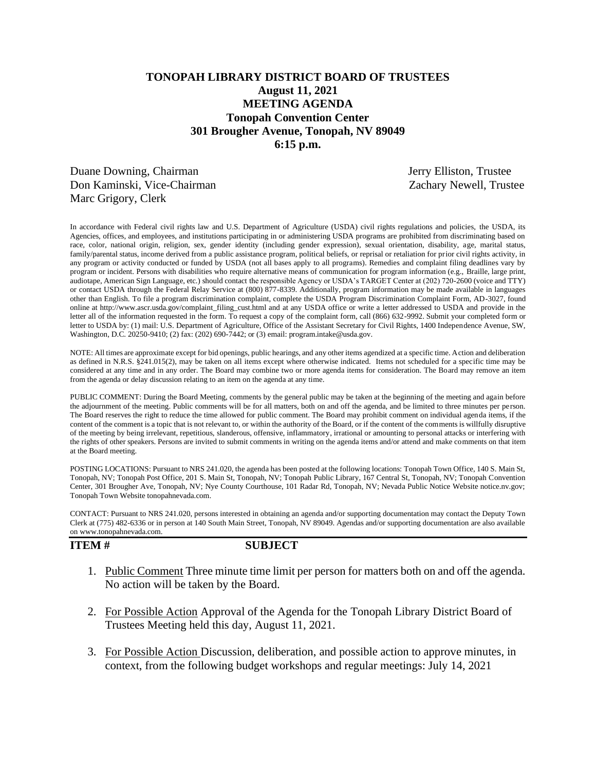# TONOPAH LIBRARY DISTRICT BOARD OF TRUSTEES
## August 11, 2021
## MEETING AGENDA
## Tonopah Convention Center
## 301 Brougher Avenue, Tonopah, NV 89049
## 6:15 p.m.

Duane Downing, Chairman
Don Kaminski, Vice-Chairman
Marc Grigory, Clerk
Jerry Elliston, Trustee
Zachary Newell, Trustee

In accordance with Federal civil rights law and U.S. Department of Agriculture (USDA) civil rights regulations and policies, the USDA, its Agencies, offices, and employees, and institutions participating in or administering USDA programs are prohibited from discriminating based on race, color, national origin, religion, sex, gender identity (including gender expression), sexual orientation, disability, age, marital status, family/parental status, income derived from a public assistance program, political beliefs, or reprisal or retaliation for prior civil rights activity, in any program or activity conducted or funded by USDA (not all bases apply to all programs). Remedies and complaint filing deadlines vary by program or incident. Persons with disabilities who require alternative means of communication for program information (e.g., Braille, large print, audiotape, American Sign Language, etc.) should contact the responsible Agency or USDA's TARGET Center at (202) 720-2600 (voice and TTY) or contact USDA through the Federal Relay Service at (800) 877-8339. Additionally, program information may be made available in languages other than English. To file a program discrimination complaint, complete the USDA Program Discrimination Complaint Form, AD-3027, found online at http://www.ascr.usda.gov/complaint_filing_cust.html and at any USDA office or write a letter addressed to USDA and provide in the letter all of the information requested in the form. To request a copy of the complaint form, call (866) 632-9992. Submit your completed form or letter to USDA by: (1) mail: U.S. Department of Agriculture, Office of the Assistant Secretary for Civil Rights, 1400 Independence Avenue, SW, Washington, D.C. 20250-9410; (2) fax: (202) 690-7442; or (3) email: program.intake@usda.gov.

NOTE: All times are approximate except for bid openings, public hearings, and any other items agendized at a specific time. Action and deliberation as defined in N.R.S. §241.015(2), may be taken on all items except where otherwise indicated. Items not scheduled for a specific time may be considered at any time and in any order. The Board may combine two or more agenda items for consideration. The Board may remove an item from the agenda or delay discussion relating to an item on the agenda at any time.

PUBLIC COMMENT: During the Board Meeting, comments by the general public may be taken at the beginning of the meeting and again before the adjournment of the meeting. Public comments will be for all matters, both on and off the agenda, and be limited to three minutes per person. The Board reserves the right to reduce the time allowed for public comment. The Board may prohibit comment on individual agenda items, if the content of the comment is a topic that is not relevant to, or within the authority of the Board, or if the content of the comments is willfully disruptive of the meeting by being irrelevant, repetitious, slanderous, offensive, inflammatory, irrational or amounting to personal attacks or interfering with the rights of other speakers. Persons are invited to submit comments in writing on the agenda items and/or attend and make comments on that item at the Board meeting.

POSTING LOCATIONS: Pursuant to NRS 241.020, the agenda has been posted at the following locations: Tonopah Town Office, 140 S. Main St, Tonopah, NV; Tonopah Post Office, 201 S. Main St, Tonopah, NV; Tonopah Public Library, 167 Central St, Tonopah, NV; Tonopah Convention Center, 301 Brougher Ave, Tonopah, NV; Nye County Courthouse, 101 Radar Rd, Tonopah, NV; Nevada Public Notice Website notice.nv.gov; Tonopah Town Website tonopahnevada.com.

CONTACT: Pursuant to NRS 241.020, persons interested in obtaining an agenda and/or supporting documentation may contact the Deputy Town Clerk at (775) 482-6336 or in person at 140 South Main Street, Tonopah, NV 89049. Agendas and/or supporting documentation are also available on www.tonopahnevada.com.

**ITEM #** **SUBJECT**

1. Public Comment Three minute time limit per person for matters both on and off the agenda. No action will be taken by the Board.

2. For Possible Action Approval of the Agenda for the Tonopah Library District Board of Trustees Meeting held this day, August 11, 2021.

3. For Possible Action Discussion, deliberation, and possible action to approve minutes, in context, from the following budget workshops and regular meetings: July 14, 2021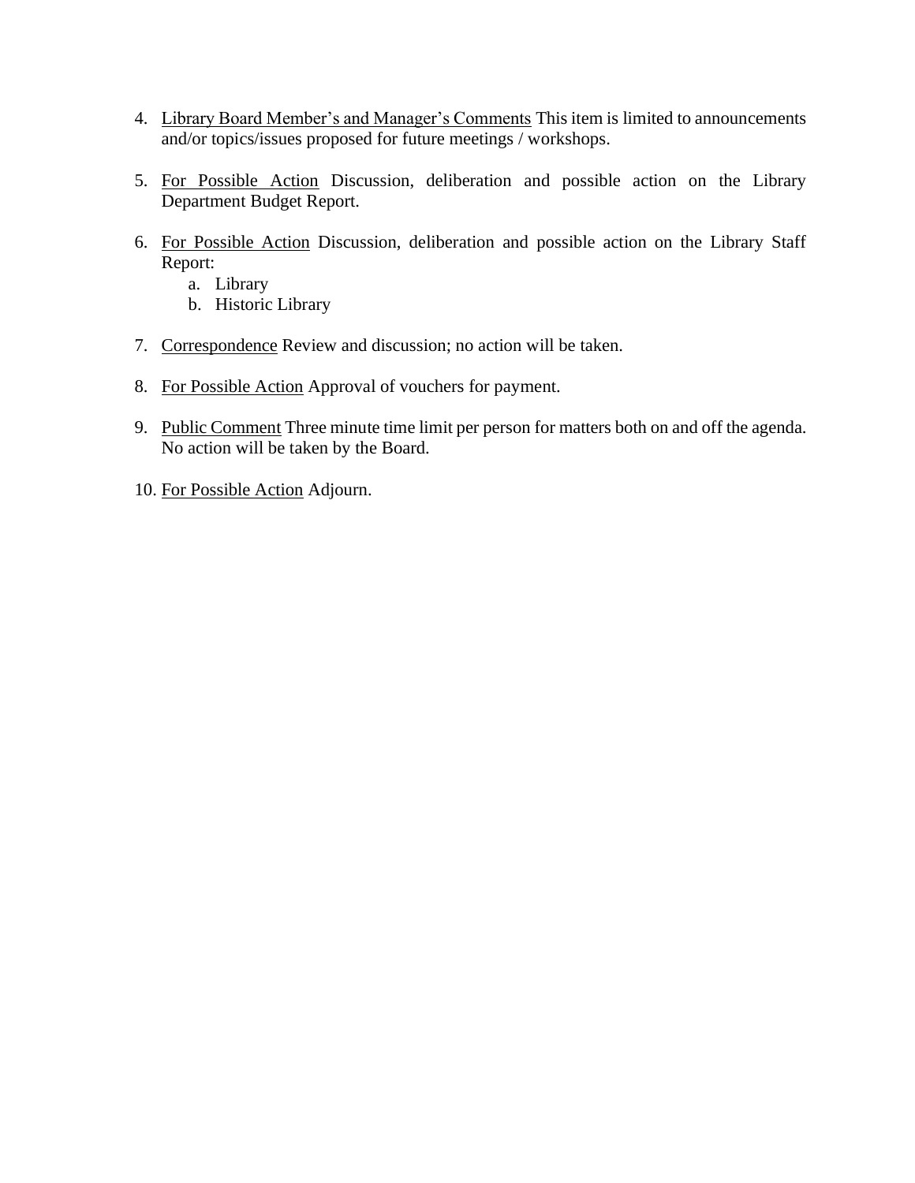4. Library Board Member's and Manager's Comments This item is limited to announcements and/or topics/issues proposed for future meetings / workshops.

5. For Possible Action Discussion, deliberation and possible action on the Library Department Budget Report.

6. For Possible Action Discussion, deliberation and possible action on the Library Staff Report:
   a. Library
   b. Historic Library

7. Correspondence Review and discussion; no action will be taken.

8. For Possible Action Approval of vouchers for payment.

9. Public Comment Three minute time limit per person for matters both on and off the agenda. No action will be taken by the Board.

10. For Possible Action Adjourn.